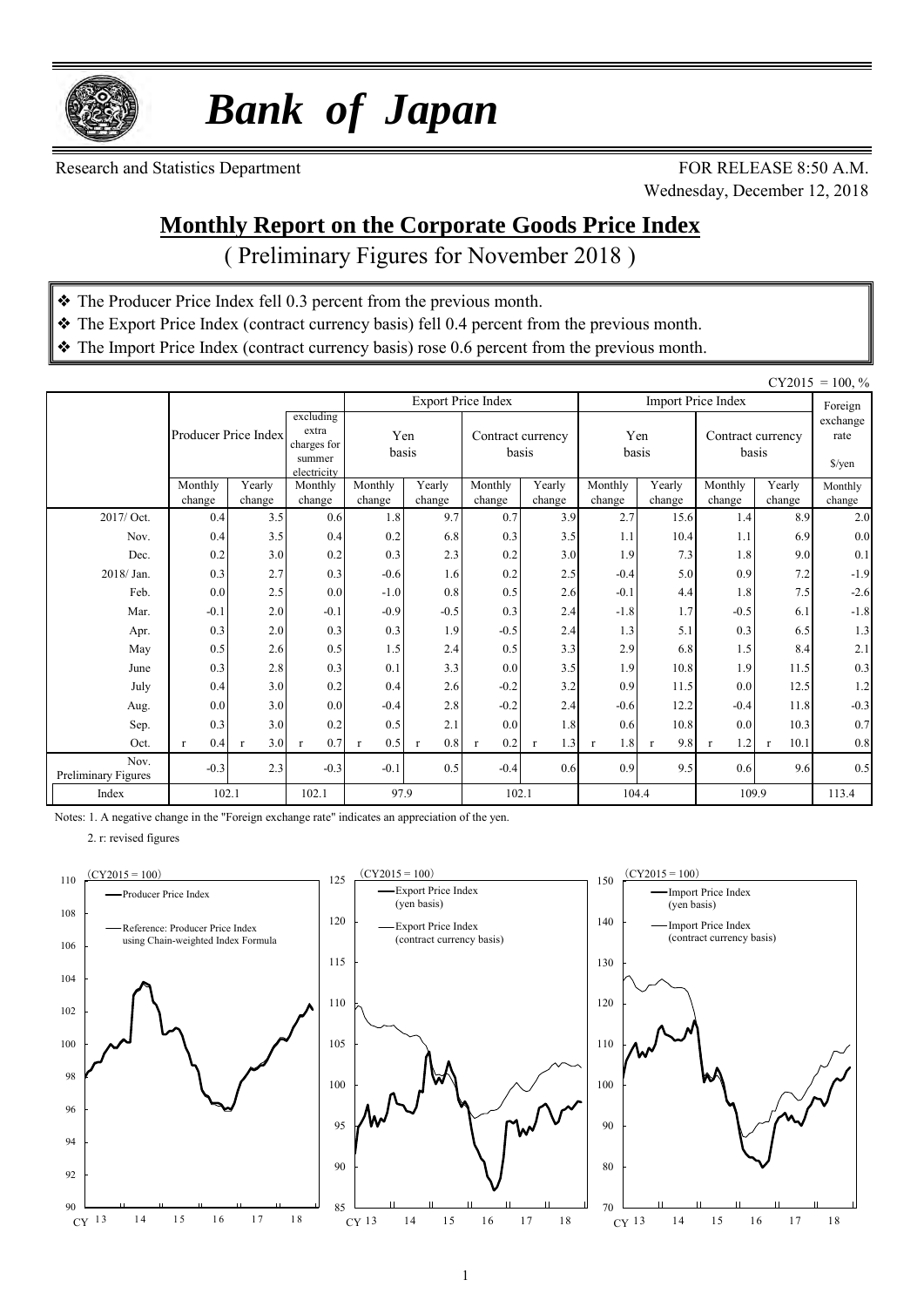# *Bank of Japan*

Research and Statistics Department

FOR RELEASE 8:50 A.M.
Wednesday, December 12, 2018

## Monthly Report on the Corporate Goods Price Index

( Preliminary Figures for November 2018 )

- ❖ The Producer Price Index fell 0.3 percent from the previous month.
- ❖ The Export Price Index (contract currency basis) fell 0.4 percent from the previous month.
- ❖ The Import Price Index (contract currency basis) rose 0.6 percent from the previous month.

CY2015 = 100, %

| | Producer Price Index | | excluding extra charges for summer electricity | Export Price Index | | | | Import Price Index | | | | Foreign exchange rate |
|---|---|---|---|---|---|---|---|---|---|---|---|---|
| | | | | Yen basis | | Contract currency basis | | Yen basis | | Contract currency basis | | $/yen |
| | Monthly change | Yearly change | Monthly change | Monthly change | Yearly change | Monthly change | Yearly change | Monthly change | Yearly change | Monthly change | Yearly change | Monthly change |
| 2017/ Oct. | 0.4 | 3.5 | 0.6 | 1.8 | 9.7 | 0.7 | 3.9 | 2.7 | 15.6 | 1.4 | 8.9 | 2.0 |
| Nov. | 0.4 | 3.5 | 0.4 | 0.2 | 6.8 | 0.3 | 3.5 | 1.1 | 10.4 | 1.1 | 6.9 | 0.0 |
| Dec. | 0.2 | 3.0 | 0.2 | 0.3 | 2.3 | 0.2 | 3.0 | 1.9 | 7.3 | 1.8 | 9.0 | 0.1 |
| 2018/ Jan. | 0.3 | 2.7 | 0.3 | -0.6 | 1.6 | 0.2 | 2.5 | -0.4 | 5.0 | 0.9 | 7.2 | -1.9 |
| Feb. | 0.0 | 2.5 | 0.0 | -1.0 | 0.8 | 0.5 | 2.6 | -0.1 | 4.4 | 1.8 | 7.5 | -2.6 |
| Mar. | -0.1 | 2.0 | -0.1 | -0.9 | -0.5 | 0.3 | 2.4 | -1.8 | 1.7 | -0.5 | 6.1 | -1.8 |
| Apr. | 0.3 | 2.0 | 0.3 | 0.3 | 1.9 | -0.5 | 2.4 | 1.3 | 5.1 | 0.3 | 6.5 | 1.3 |
| May | 0.5 | 2.6 | 0.5 | 1.5 | 2.4 | 0.5 | 3.3 | 2.9 | 6.8 | 1.5 | 8.4 | 2.1 |
| June | 0.3 | 2.8 | 0.3 | 0.1 | 3.3 | 0.0 | 3.5 | 1.9 | 10.8 | 1.9 | 11.5 | 0.3 |
| July | 0.4 | 3.0 | 0.2 | 0.4 | 2.6 | -0.2 | 3.2 | 0.9 | 11.5 | 0.0 | 12.5 | 1.2 |
| Aug. | 0.0 | 3.0 | 0.0 | -0.4 | 2.8 | -0.2 | 2.4 | -0.6 | 12.2 | -0.4 | 11.8 | -0.3 |
| Sep. | 0.3 | 3.0 | 0.2 | 0.5 | 2.1 | 0.0 | 1.8 | 0.6 | 10.8 | 0.0 | 10.3 | 0.7 |
| Oct. | r 0.4 | r 3.0 | r 0.7 | r 0.5 | r 0.8 | r 0.2 | r 1.3 | r 1.8 | r 9.8 | r 1.2 | r 10.1 | 0.8 |
| Nov. Preliminary Figures | -0.3 | 2.3 | -0.3 | -0.1 | 0.5 | -0.4 | 0.6 | 0.9 | 9.5 | 0.6 | 9.6 | 0.5 |
| Index | 102.1 | | 102.1 | 97.9 | | 102.1 | | 104.4 | | 109.9 | | 113.4 |

Notes: 1. A negative change in the "Foreign exchange rate" indicates an appreciation of the yen.

2. r: revised figures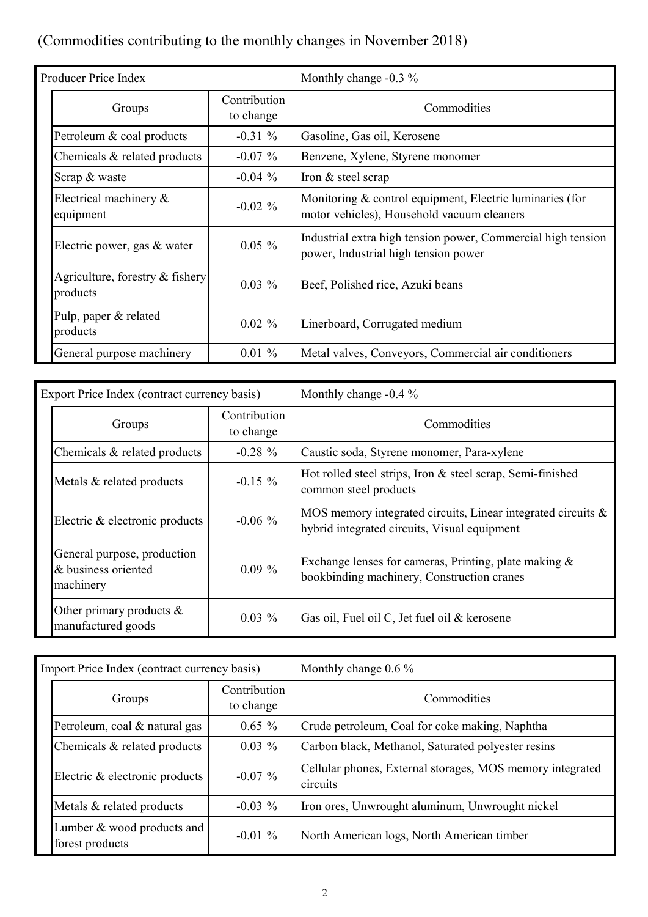(Commodities contributing to the monthly changes in November 2018)

**Producer Price Index** Monthly change -0.3 %

| Groups | Contribution to change | Commodities |
|---|---|---|
| Petroleum & coal products | -0.31 % | Gasoline, Gas oil, Kerosene |
| Chemicals & related products | -0.07 % | Benzene, Xylene, Styrene monomer |
| Scrap & waste | -0.04 % | Iron & steel scrap |
| Electrical machinery & equipment | -0.02 % | Monitoring & control equipment, Electric luminaries (for motor vehicles), Household vacuum cleaners |
| Electric power, gas & water | 0.05 % | Industrial extra high tension power, Commercial high tension power, Industrial high tension power |
| Agriculture, forestry & fishery products | 0.03 % | Beef, Polished rice, Azuki beans |
| Pulp, paper & related products | 0.02 % | Linerboard, Corrugated medium |
| General purpose machinery | 0.01 % | Metal valves, Conveyors, Commercial air conditioners |

**Export Price Index (contract currency basis)** Monthly change -0.4 %

| Groups | Contribution to change | Commodities |
|---|---|---|
| Chemicals & related products | -0.28 % | Caustic soda, Styrene monomer, Para-xylene |
| Metals & related products | -0.15 % | Hot rolled steel strips, Iron & steel scrap, Semi-finished common steel products |
| Electric & electronic products | -0.06 % | MOS memory integrated circuits, Linear integrated circuits & hybrid integrated circuits, Visual equipment |
| General purpose, production & business oriented machinery | 0.09 % | Exchange lenses for cameras, Printing, plate making & bookbinding machinery, Construction cranes |
| Other primary products & manufactured goods | 0.03 % | Gas oil, Fuel oil C, Jet fuel oil & kerosene |

**Import Price Index (contract currency basis)** Monthly change 0.6 %

| Groups | Contribution to change | Commodities |
|---|---|---|
| Petroleum, coal & natural gas | 0.65 % | Crude petroleum, Coal for coke making, Naphtha |
| Chemicals & related products | 0.03 % | Carbon black, Methanol, Saturated polyester resins |
| Electric & electronic products | -0.07 % | Cellular phones, External storages, MOS memory integrated circuits |
| Metals & related products | -0.03 % | Iron ores, Unwrought aluminum, Unwrought nickel |
| Lumber & wood products and forest products | -0.01 % | North American logs, North American timber |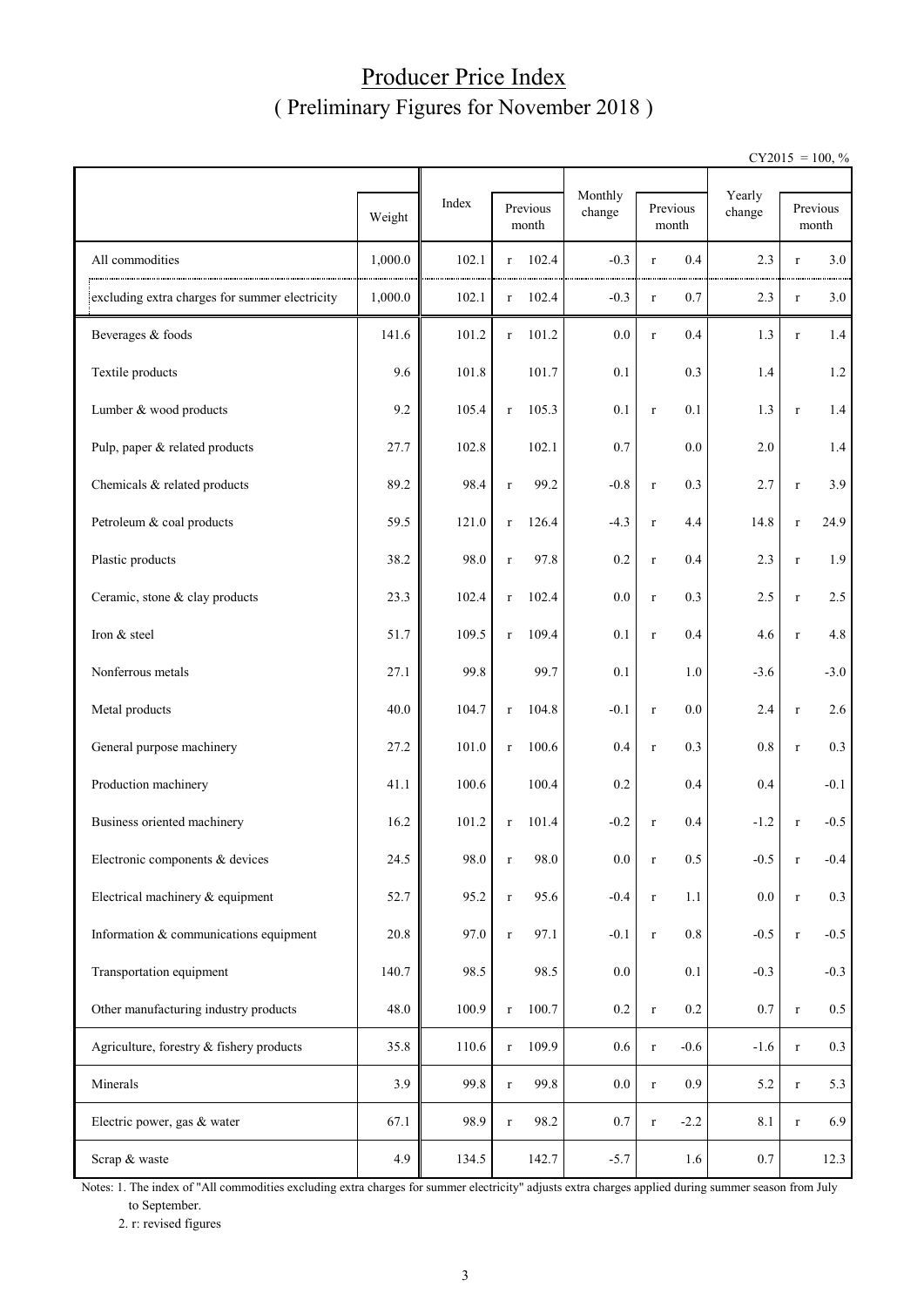# Producer Price Index

## ( Preliminary Figures for November 2018 )

CY2015 = 100, %

| | Weight | Index | Previous month | Monthly change | Previous month | Yearly change | Previous month |
|---|---|---|---|---|---|---|---|
| All commodities | 1,000.0 | 102.1 | r 102.4 | -0.3 | r 0.4 | 2.3 | r 3.0 |
| excluding extra charges for summer electricity | 1,000.0 | 102.1 | r 102.4 | -0.3 | r 0.7 | 2.3 | r 3.0 |
| Beverages & foods | 141.6 | 101.2 | r 101.2 | 0.0 | r 0.4 | 1.3 | r 1.4 |
| Textile products | 9.6 | 101.8 | 101.7 | 0.1 | 0.3 | 1.4 | 1.2 |
| Lumber & wood products | 9.2 | 105.4 | r 105.3 | 0.1 | r 0.1 | 1.3 | r 1.4 |
| Pulp, paper & related products | 27.7 | 102.8 | 102.1 | 0.7 | 0.0 | 2.0 | 1.4 |
| Chemicals & related products | 89.2 | 98.4 | r 99.2 | -0.8 | r 0.3 | 2.7 | r 3.9 |
| Petroleum & coal products | 59.5 | 121.0 | r 126.4 | -4.3 | r 4.4 | 14.8 | r 24.9 |
| Plastic products | 38.2 | 98.0 | r 97.8 | 0.2 | r 0.4 | 2.3 | r 1.9 |
| Ceramic, stone & clay products | 23.3 | 102.4 | r 102.4 | 0.0 | r 0.3 | 2.5 | r 2.5 |
| Iron & steel | 51.7 | 109.5 | r 109.4 | 0.1 | r 0.4 | 4.6 | r 4.8 |
| Nonferrous metals | 27.1 | 99.8 | 99.7 | 0.1 | 1.0 | -3.6 | -3.0 |
| Metal products | 40.0 | 104.7 | r 104.8 | -0.1 | r 0.0 | 2.4 | r 2.6 |
| General purpose machinery | 27.2 | 101.0 | r 100.6 | 0.4 | r 0.3 | 0.8 | r 0.3 |
| Production machinery | 41.1 | 100.6 | 100.4 | 0.2 | 0.4 | 0.4 | -0.1 |
| Business oriented machinery | 16.2 | 101.2 | r 101.4 | -0.2 | r 0.4 | -1.2 | r -0.5 |
| Electronic components & devices | 24.5 | 98.0 | r 98.0 | 0.0 | r 0.5 | -0.5 | r -0.4 |
| Electrical machinery & equipment | 52.7 | 95.2 | r 95.6 | -0.4 | r 1.1 | 0.0 | r 0.3 |
| Information & communications equipment | 20.8 | 97.0 | r 97.1 | -0.1 | r 0.8 | -0.5 | r -0.5 |
| Transportation equipment | 140.7 | 98.5 | 98.5 | 0.0 | 0.1 | -0.3 | -0.3 |
| Other manufacturing industry products | 48.0 | 100.9 | r 100.7 | 0.2 | r 0.2 | 0.7 | r 0.5 |
| Agriculture, forestry & fishery products | 35.8 | 110.6 | r 109.9 | 0.6 | r -0.6 | -1.6 | r 0.3 |
| Minerals | 3.9 | 99.8 | r 99.8 | 0.0 | r 0.9 | 5.2 | r 5.3 |
| Electric power, gas & water | 67.1 | 98.9 | r 98.2 | 0.7 | r -2.2 | 8.1 | r 6.9 |
| Scrap & waste | 4.9 | 134.5 | 142.7 | -5.7 | 1.6 | 0.7 | 12.3 |

Notes: 1. The index of "All commodities excluding extra charges for summer electricity" adjusts extra charges applied during summer season from July to September.

2. r: revised figures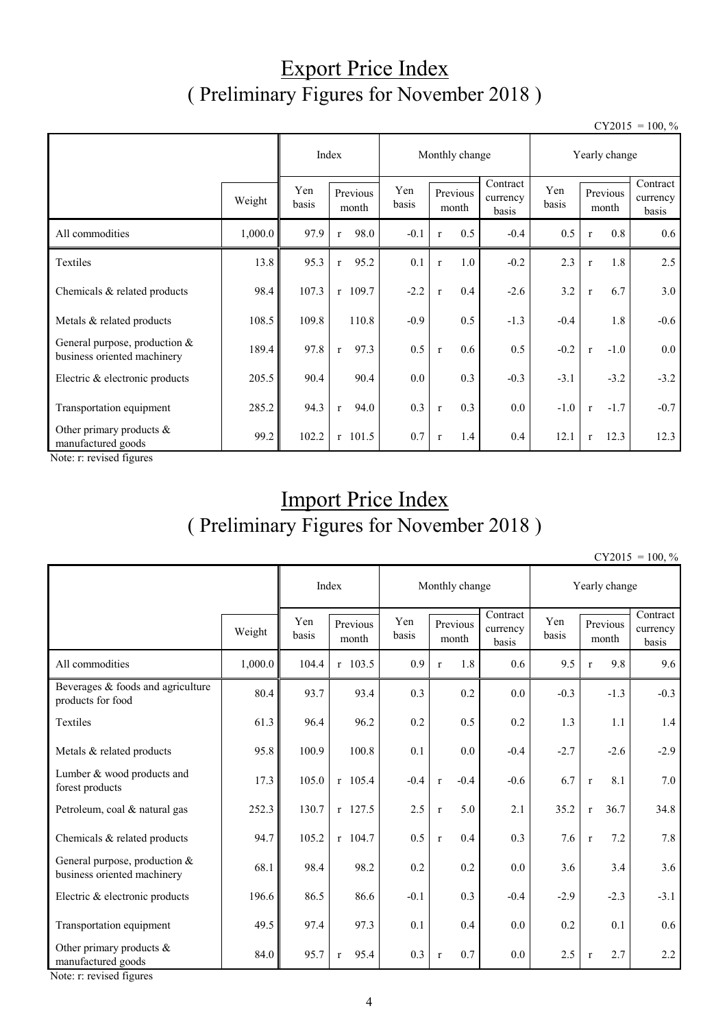# Export Price Index
## ( Preliminary Figures for November 2018 )

CY2015 = 100, %

| | | Index | | Monthly change | | | Yearly change | | |
|---|---|---|---|---|---|---|---|---|---|
| | Weight | Yen basis | Previous month | Yen basis | Previous month | Contract currency basis | Yen basis | Previous month | Contract currency basis |
| All commodities | 1,000.0 | 97.9 | r 98.0 | -0.1 | r 0.5 | -0.4 | 0.5 | r 0.8 | 0.6 |
| Textiles | 13.8 | 95.3 | r 95.2 | 0.1 | r 1.0 | -0.2 | 2.3 | r 1.8 | 2.5 |
| Chemicals & related products | 98.4 | 107.3 | r 109.7 | -2.2 | r 0.4 | -2.6 | 3.2 | r 6.7 | 3.0 |
| Metals & related products | 108.5 | 109.8 | 110.8 | -0.9 | 0.5 | -1.3 | -0.4 | 1.8 | -0.6 |
| General purpose, production & business oriented machinery | 189.4 | 97.8 | r 97.3 | 0.5 | r 0.6 | 0.5 | -0.2 | r -1.0 | 0.0 |
| Electric & electronic products | 205.5 | 90.4 | 90.4 | 0.0 | 0.3 | -0.3 | -3.1 | -3.2 | -3.2 |
| Transportation equipment | 285.2 | 94.3 | r 94.0 | 0.3 | r 0.3 | 0.0 | -1.0 | r -1.7 | -0.7 |
| Other primary products & manufactured goods | 99.2 | 102.2 | r 101.5 | 0.7 | r 1.4 | 0.4 | 12.1 | r 12.3 | 12.3 |

Note: r: revised figures

# Import Price Index
## ( Preliminary Figures for November 2018 )

CY2015 = 100, %

| | | Index | | Monthly change | | | Yearly change | | |
|---|---|---|---|---|---|---|---|---|---|
| | Weight | Yen basis | Previous month | Yen basis | Previous month | Contract currency basis | Yen basis | Previous month | Contract currency basis |
| All commodities | 1,000.0 | 104.4 | r 103.5 | 0.9 | r 1.8 | 0.6 | 9.5 | r 9.8 | 9.6 |
| Beverages & foods and agriculture products for food | 80.4 | 93.7 | 93.4 | 0.3 | 0.2 | 0.0 | -0.3 | -1.3 | -0.3 |
| Textiles | 61.3 | 96.4 | 96.2 | 0.2 | 0.5 | 0.2 | 1.3 | 1.1 | 1.4 |
| Metals & related products | 95.8 | 100.9 | 100.8 | 0.1 | 0.0 | -0.4 | -2.7 | -2.6 | -2.9 |
| Lumber & wood products and forest products | 17.3 | 105.0 | r 105.4 | -0.4 | r -0.4 | -0.6 | 6.7 | r 8.1 | 7.0 |
| Petroleum, coal & natural gas | 252.3 | 130.7 | r 127.5 | 2.5 | r 5.0 | 2.1 | 35.2 | r 36.7 | 34.8 |
| Chemicals & related products | 94.7 | 105.2 | r 104.7 | 0.5 | r 0.4 | 0.3 | 7.6 | r 7.2 | 7.8 |
| General purpose, production & business oriented machinery | 68.1 | 98.4 | 98.2 | 0.2 | 0.2 | 0.0 | 3.6 | 3.4 | 3.6 |
| Electric & electronic products | 196.6 | 86.5 | 86.6 | -0.1 | 0.3 | -0.4 | -2.9 | -2.3 | -3.1 |
| Transportation equipment | 49.5 | 97.4 | 97.3 | 0.1 | 0.4 | 0.0 | 0.2 | 0.1 | 0.6 |
| Other primary products & manufactured goods | 84.0 | 95.7 | r 95.4 | 0.3 | r 0.7 | 0.0 | 2.5 | r 2.7 | 2.2 |

Note: r: revised figures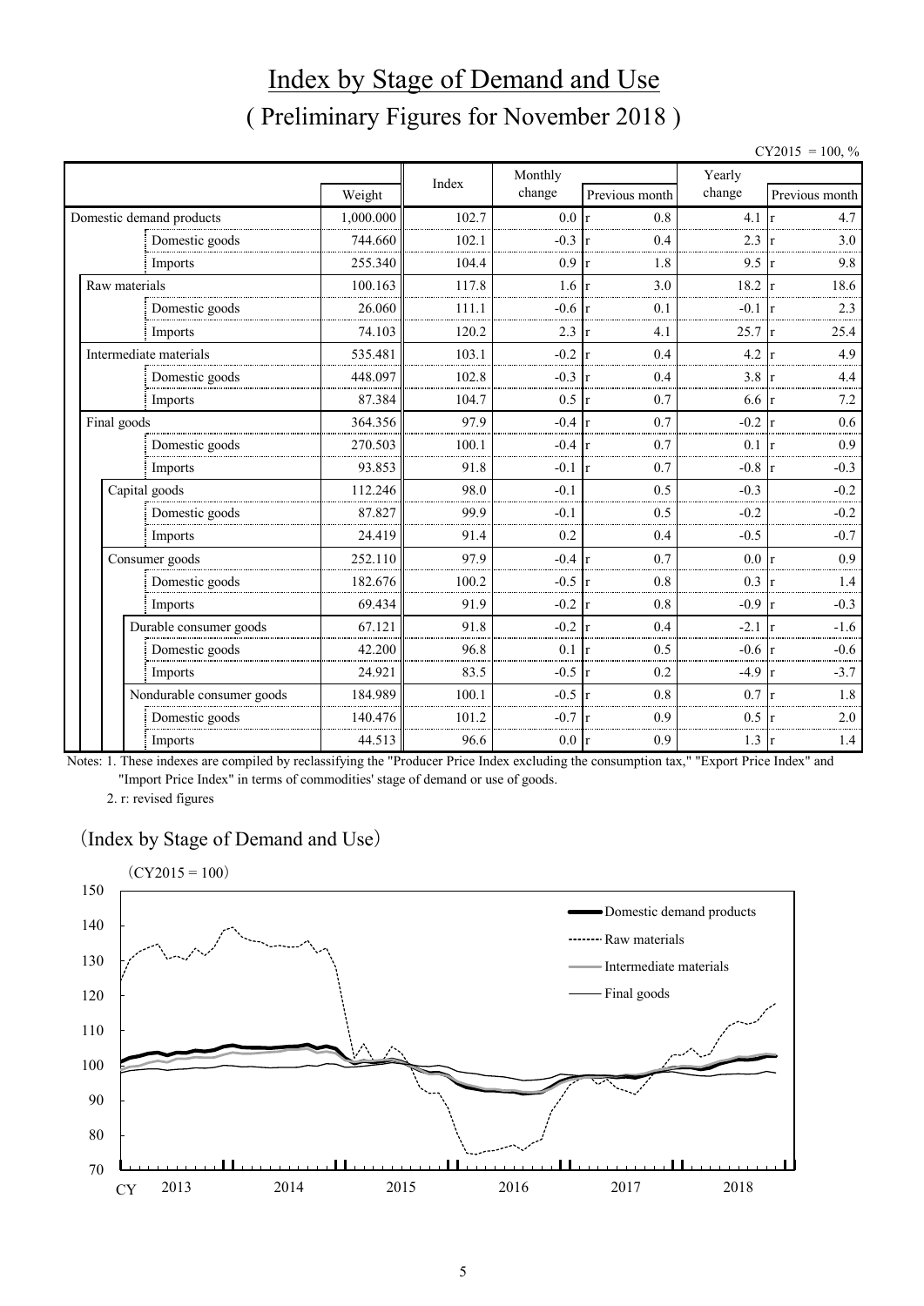# Index by Stage of Demand and Use

## ( Preliminary Figures for November 2018 )

CY2015 = 100, %

| | Weight | Index | Monthly change | Previous month | Yearly change | Previous month |
|---|---|---|---|---|---|---|
| Domestic demand products | 1,000.000 | 102.7 | 0.0 | r 0.8 | 4.1 | r 4.7 |
| Domestic goods | 744.660 | 102.1 | -0.3 | r 0.4 | 2.3 | r 3.0 |
| Imports | 255.340 | 104.4 | 0.9 | r 1.8 | 9.5 | r 9.8 |
| Raw materials | 100.163 | 117.8 | 1.6 | r 3.0 | 18.2 | r 18.6 |
| Domestic goods | 26.060 | 111.1 | -0.6 | r 0.1 | -0.1 | r 2.3 |
| Imports | 74.103 | 120.2 | 2.3 | r 4.1 | 25.7 | r 25.4 |
| Intermediate materials | 535.481 | 103.1 | -0.2 | r 0.4 | 4.2 | r 4.9 |
| Domestic goods | 448.097 | 102.8 | -0.3 | r 0.4 | 3.8 | r 4.4 |
| Imports | 87.384 | 104.7 | 0.5 | r 0.7 | 6.6 | r 7.2 |
| Final goods | 364.356 | 97.9 | -0.4 | r 0.7 | -0.2 | r 0.6 |
| Domestic goods | 270.503 | 100.1 | -0.4 | r 0.7 | 0.1 | r 0.9 |
| Imports | 93.853 | 91.8 | -0.1 | r 0.7 | -0.8 | r -0.3 |
| Capital goods | 112.246 | 98.0 | -0.1 | 0.5 | -0.3 | -0.2 |
| Domestic goods | 87.827 | 99.9 | -0.1 | 0.5 | -0.2 | -0.2 |
| Imports | 24.419 | 91.4 | 0.2 | 0.4 | -0.5 | -0.7 |
| Consumer goods | 252.110 | 97.9 | -0.4 | r 0.7 | 0.0 | r 0.9 |
| Domestic goods | 182.676 | 100.2 | -0.5 | r 0.8 | 0.3 | r 1.4 |
| Imports | 69.434 | 91.9 | -0.2 | r 0.8 | -0.9 | r -0.3 |
| Durable consumer goods | 67.121 | 91.8 | -0.2 | r 0.4 | -2.1 | r -1.6 |
| Domestic goods | 42.200 | 96.8 | 0.1 | r 0.5 | -0.6 | r -0.6 |
| Imports | 24.921 | 83.5 | -0.5 | r 0.2 | -4.9 | r -3.7 |
| Nondurable consumer goods | 184.989 | 100.1 | -0.5 | r 0.8 | 0.7 | r 1.8 |
| Domestic goods | 140.476 | 101.2 | -0.7 | r 0.9 | 0.5 | r 2.0 |
| Imports | 44.513 | 96.6 | 0.0 | r 0.9 | 1.3 | r 1.4 |

Notes: 1. These indexes are compiled by reclassifying the "Producer Price Index excluding the consumption tax," "Export Price Index" and "Import Price Index" in terms of commodities' stage of demand or use of goods.

2. r: revised figures

（Index by Stage of Demand and Use）

（CY2015 = 100）

Legend: Domestic demand products; Raw materials; Intermediate materials; Final goods

CY 2013, 2014, 2015, 2016, 2017, 2018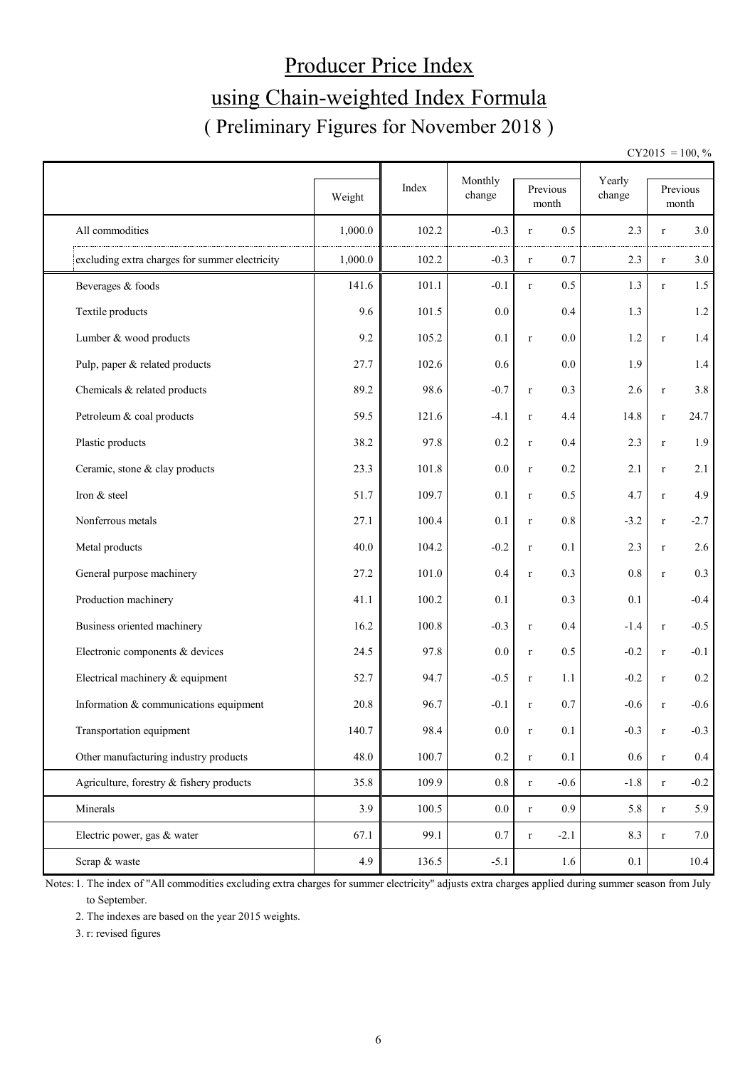# Producer Price Index

## using Chain-weighted Index Formula

### ( Preliminary Figures for November 2018 )

CY2015 = 100, %

| | Weight | Index | Monthly change | Previous month | | Yearly change | Previous month | |
|---|---|---|---|---|---|---|---|---|
| All commodities | 1,000.0 | 102.2 | -0.3 | r | 0.5 | 2.3 | r | 3.0 |
| excluding extra charges for summer electricity | 1,000.0 | 102.2 | -0.3 | r | 0.7 | 2.3 | r | 3.0 |
| Beverages & foods | 141.6 | 101.1 | -0.1 | r | 0.5 | 1.3 | r | 1.5 |
| Textile products | 9.6 | 101.5 | 0.0 | | 0.4 | 1.3 | | 1.2 |
| Lumber & wood products | 9.2 | 105.2 | 0.1 | r | 0.0 | 1.2 | r | 1.4 |
| Pulp, paper & related products | 27.7 | 102.6 | 0.6 | | 0.0 | 1.9 | | 1.4 |
| Chemicals & related products | 89.2 | 98.6 | -0.7 | r | 0.3 | 2.6 | r | 3.8 |
| Petroleum & coal products | 59.5 | 121.6 | -4.1 | r | 4.4 | 14.8 | r | 24.7 |
| Plastic products | 38.2 | 97.8 | 0.2 | r | 0.4 | 2.3 | r | 1.9 |
| Ceramic, stone & clay products | 23.3 | 101.8 | 0.0 | r | 0.2 | 2.1 | r | 2.1 |
| Iron & steel | 51.7 | 109.7 | 0.1 | r | 0.5 | 4.7 | r | 4.9 |
| Nonferrous metals | 27.1 | 100.4 | 0.1 | r | 0.8 | -3.2 | r | -2.7 |
| Metal products | 40.0 | 104.2 | -0.2 | r | 0.1 | 2.3 | r | 2.6 |
| General purpose machinery | 27.2 | 101.0 | 0.4 | r | 0.3 | 0.8 | r | 0.3 |
| Production machinery | 41.1 | 100.2 | 0.1 | | 0.3 | 0.1 | | -0.4 |
| Business oriented machinery | 16.2 | 100.8 | -0.3 | r | 0.4 | -1.4 | r | -0.5 |
| Electronic components & devices | 24.5 | 97.8 | 0.0 | r | 0.5 | -0.2 | r | -0.1 |
| Electrical machinery & equipment | 52.7 | 94.7 | -0.5 | r | 1.1 | -0.2 | r | 0.2 |
| Information & communications equipment | 20.8 | 96.7 | -0.1 | r | 0.7 | -0.6 | r | -0.6 |
| Transportation equipment | 140.7 | 98.4 | 0.0 | r | 0.1 | -0.3 | r | -0.3 |
| Other manufacturing industry products | 48.0 | 100.7 | 0.2 | r | 0.1 | 0.6 | r | 0.4 |
| Agriculture, forestry & fishery products | 35.8 | 109.9 | 0.8 | r | -0.6 | -1.8 | r | -0.2 |
| Minerals | 3.9 | 100.5 | 0.0 | r | 0.9 | 5.8 | r | 5.9 |
| Electric power, gas & water | 67.1 | 99.1 | 0.7 | r | -2.1 | 8.3 | r | 7.0 |
| Scrap & waste | 4.9 | 136.5 | -5.1 | | 1.6 | 0.1 | | 10.4 |

Notes: 1. The index of "All commodities excluding extra charges for summer electricity" adjusts extra charges applied during summer season from July to September.

2. The indexes are based on the year 2015 weights.

3. r: revised figures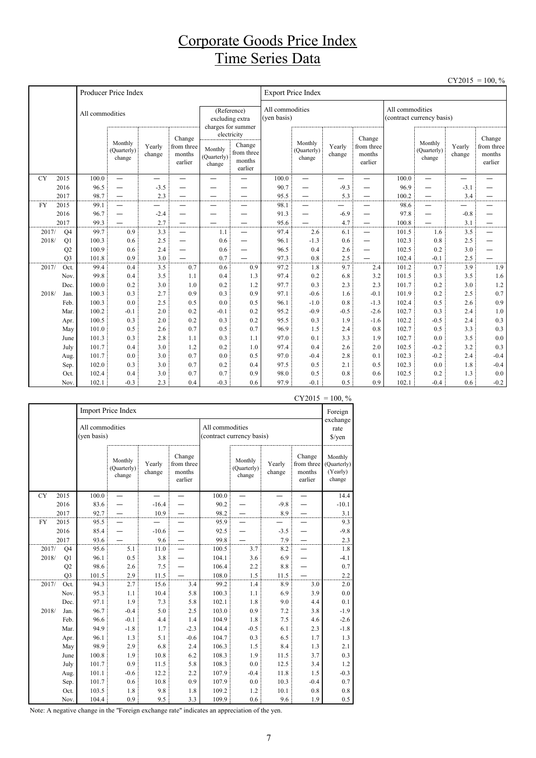# Corporate Goods Price Index
# Time Series Data

CY2015 = 100, %

| | | Producer Price Index | | | | | | Export Price Index | | | | | | | |
|---|---|---|---|---|---|---|---|---|---|---|---|---|---|---|---|
| | | All commodities | | | | (Reference) excluding extra charges for summer electricity | | All commodities (yen basis) | | | | All commodities (contract currency basis) | | | |
| | | | Monthly (Quarterly) change | Yearly change | Change from three months earlier | Monthly (Quarterly) change | Change from three months earlier | | Monthly (Quarterly) change | Yearly change | Change from three months earlier | | Monthly (Quarterly) change | Yearly change | Change from three months earlier |
| CY | 2015 | 100.0 | — | — | — | — | — | 100.0 | — | — | — | 100.0 | — | — | — |
| | 2016 | 96.5 | — | -3.5 | — | — | — | 90.7 | — | -9.3 | — | 96.9 | — | -3.1 | — |
| | 2017 | 98.7 | — | 2.3 | — | — | — | 95.5 | — | 5.3 | — | 100.2 | — | 3.4 | — |
| FY | 2015 | 99.1 | — | — | — | — | — | 98.1 | — | — | — | 98.6 | — | — | — |
| | 2016 | 96.7 | — | -2.4 | — | — | — | 91.3 | — | -6.9 | — | 97.8 | — | -0.8 | — |
| | 2017 | 99.3 | — | 2.7 | — | — | — | 95.6 | — | 4.7 | — | 100.8 | — | 3.1 | — |
| 2017/ | Q4 | 99.7 | 0.9 | 3.3 | — | 1.1 | — | 97.4 | 2.6 | 6.1 | — | 101.5 | 1.6 | 3.5 | — |
| 2018/ | Q1 | 100.3 | 0.6 | 2.5 | — | 0.6 | — | 96.1 | -1.3 | 0.6 | — | 102.3 | 0.8 | 2.5 | — |
| | Q2 | 100.9 | 0.6 | 2.4 | — | 0.6 | — | 96.5 | 0.4 | 2.6 | — | 102.5 | 0.2 | 3.0 | — |
| | Q3 | 101.8 | 0.9 | 3.0 | — | 0.7 | — | 97.3 | 0.8 | 2.5 | — | 102.4 | -0.1 | 2.5 | — |
| 2017/ | Oct. | 99.4 | 0.4 | 3.5 | 0.7 | 0.6 | 0.9 | 97.2 | 1.8 | 9.7 | 2.4 | 101.2 | 0.7 | 3.9 | 1.9 |
| | Nov. | 99.8 | 0.4 | 3.5 | 1.1 | 0.4 | 1.3 | 97.4 | 0.2 | 6.8 | 3.2 | 101.5 | 0.3 | 3.5 | 1.6 |
| | Dec. | 100.0 | 0.2 | 3.0 | 1.0 | 0.2 | 1.2 | 97.7 | 0.3 | 2.3 | 2.3 | 101.7 | 0.2 | 3.0 | 1.2 |
| 2018/ | Jan. | 100.3 | 0.3 | 2.7 | 0.9 | 0.3 | 0.9 | 97.1 | -0.6 | 1.6 | -0.1 | 101.9 | 0.2 | 2.5 | 0.7 |
| | Feb. | 100.3 | 0.0 | 2.5 | 0.5 | 0.0 | 0.5 | 96.1 | -1.0 | 0.8 | -1.3 | 102.4 | 0.5 | 2.6 | 0.9 |
| | Mar. | 100.2 | -0.1 | 2.0 | 0.2 | -0.1 | 0.2 | 95.2 | -0.9 | -0.5 | -2.6 | 102.7 | 0.3 | 2.4 | 1.0 |
| | Apr. | 100.5 | 0.3 | 2.0 | 0.2 | 0.3 | 0.2 | 95.5 | 0.3 | 1.9 | -1.6 | 102.2 | -0.5 | 2.4 | 0.3 |
| | May | 101.0 | 0.5 | 2.6 | 0.7 | 0.5 | 0.7 | 96.9 | 1.5 | 2.4 | 0.8 | 102.7 | 0.5 | 3.3 | 0.3 |
| | June | 101.3 | 0.3 | 2.8 | 1.1 | 0.3 | 1.1 | 97.0 | 0.1 | 3.3 | 1.9 | 102.7 | 0.0 | 3.5 | 0.0 |
| | July | 101.7 | 0.4 | 3.0 | 1.2 | 0.2 | 1.0 | 97.4 | 0.4 | 2.6 | 2.0 | 102.5 | -0.2 | 3.2 | 0.3 |
| | Aug. | 101.7 | 0.0 | 3.0 | 0.7 | 0.0 | 0.5 | 97.0 | -0.4 | 2.8 | 0.1 | 102.3 | -0.2 | 2.4 | -0.4 |
| | Sep. | 102.0 | 0.3 | 3.0 | 0.7 | 0.2 | 0.4 | 97.5 | 0.5 | 2.1 | 0.5 | 102.3 | 0.0 | 1.8 | -0.4 |
| | Oct. | 102.4 | 0.4 | 3.0 | 0.7 | 0.7 | 0.9 | 98.0 | 0.5 | 0.8 | 0.6 | 102.5 | 0.2 | 1.3 | 0.0 |
| | Nov. | 102.1 | -0.3 | 2.3 | 0.4 | -0.3 | 0.6 | 97.9 | -0.1 | 0.5 | 0.9 | 102.1 | -0.4 | 0.6 | -0.2 |

CY2015 = 100, %

| | | Import Price Index | | | | | | | | Foreign exchange rate $/yen |
|---|---|---|---|---|---|---|---|---|---|---|
| | | All commodities (yen basis) | | | | All commodities (contract currency basis) | | | | |
| | | | Monthly (Quarterly) change | Yearly change | Change from three months earlier | | Monthly (Quarterly) change | Yearly change | Change from three months earlier | Monthly (Quarterly) (Yearly) change |
| CY | 2015 | 100.0 | — | — | — | 100.0 | — | — | — | 14.4 |
| | 2016 | 83.6 | — | -16.4 | — | 90.2 | — | -9.8 | — | -10.1 |
| | 2017 | 92.7 | — | 10.9 | — | 98.2 | — | 8.9 | — | 3.1 |
| FY | 2015 | 95.5 | — | — | — | 95.9 | — | — | — | 9.3 |
| | 2016 | 85.4 | — | -10.6 | — | 92.5 | — | -3.5 | — | -9.8 |
| | 2017 | 93.6 | — | 9.6 | — | 99.8 | — | 7.9 | — | 2.3 |
| 2017/ | Q4 | 95.6 | 5.1 | 11.0 | — | 100.5 | 3.7 | 8.2 | — | 1.8 |
| 2018/ | Q1 | 96.1 | 0.5 | 3.8 | — | 104.1 | 3.6 | 6.9 | — | -4.1 |
| | Q2 | 98.6 | 2.6 | 7.5 | — | 106.4 | 2.2 | 8.8 | — | 0.7 |
| | Q3 | 101.5 | 2.9 | 11.5 | — | 108.0 | 1.5 | 11.5 | — | 2.2 |
| 2017/ | Oct. | 94.3 | 2.7 | 15.6 | 3.4 | 99.2 | 1.4 | 8.9 | 3.0 | 2.0 |
| | Nov. | 95.3 | 1.1 | 10.4 | 5.8 | 100.3 | 1.1 | 6.9 | 3.9 | 0.0 |
| | Dec. | 97.1 | 1.9 | 7.3 | 5.8 | 102.1 | 1.8 | 9.0 | 4.4 | 0.1 |
| 2018/ | Jan. | 96.7 | -0.4 | 5.0 | 2.5 | 103.0 | 0.9 | 7.2 | 3.8 | -1.9 |
| | Feb. | 96.6 | -0.1 | 4.4 | 1.4 | 104.9 | 1.8 | 7.5 | 4.6 | -2.6 |
| | Mar. | 94.9 | -1.8 | 1.7 | -2.3 | 104.4 | -0.5 | 6.1 | 2.3 | -1.8 |
| | Apr. | 96.1 | 1.3 | 5.1 | -0.6 | 104.7 | 0.3 | 6.5 | 1.7 | 1.3 |
| | May | 98.9 | 2.9 | 6.8 | 2.4 | 106.3 | 1.5 | 8.4 | 1.3 | 2.1 |
| | June | 100.8 | 1.9 | 10.8 | 6.2 | 108.3 | 1.9 | 11.5 | 3.7 | 0.3 |
| | July | 101.7 | 0.9 | 11.5 | 5.8 | 108.3 | 0.0 | 12.5 | 3.4 | 1.2 |
| | Aug. | 101.1 | -0.6 | 12.2 | 2.2 | 107.9 | -0.4 | 11.8 | 1.5 | -0.3 |
| | Sep. | 101.7 | 0.6 | 10.8 | 0.9 | 107.9 | 0.0 | 10.3 | -0.4 | 0.7 |
| | Oct. | 103.5 | 1.8 | 9.8 | 1.8 | 109.2 | 1.2 | 10.1 | 0.8 | 0.8 |
| | Nov. | 104.4 | 0.9 | 9.5 | 3.3 | 109.9 | 0.6 | 9.6 | 1.9 | 0.5 |

Note: A negative change in the "Foreign exchange rate" indicates an appreciation of the yen.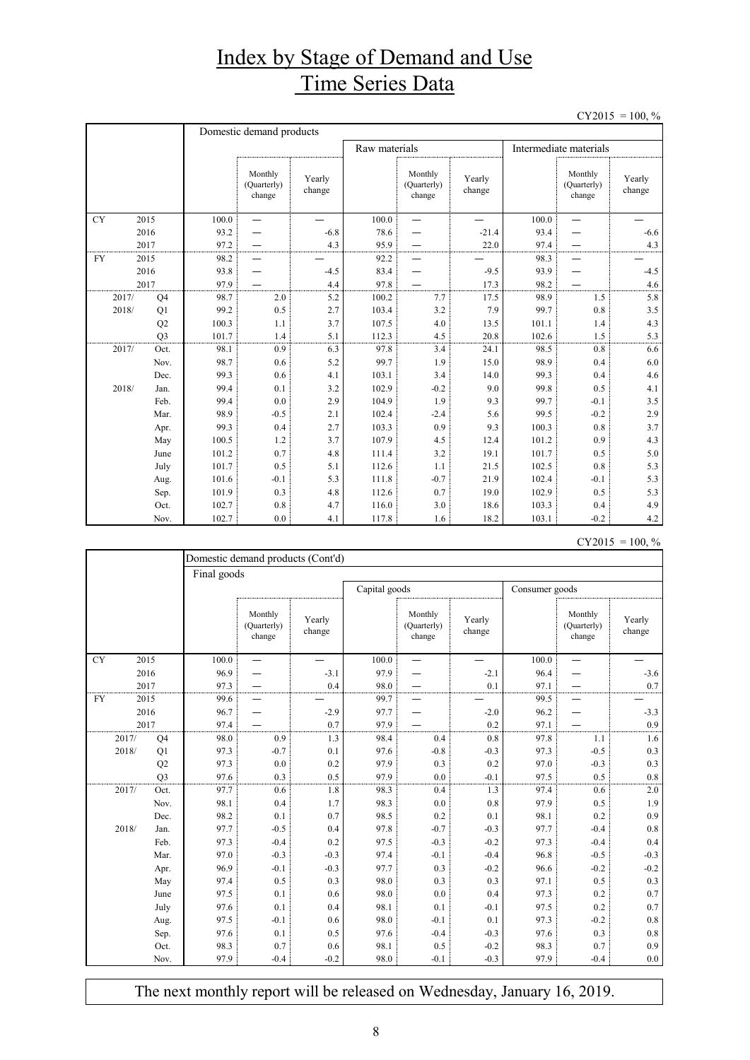# Index by Stage of Demand and Use Time Series Data

CY2015 = 100, %

| | | Domestic demand products | | | | | | | | |
|---|---|---|---|---|---|---|---|---|---|---|
| | | | | | Raw materials | | | Intermediate materials | | |
| | | | Monthly (Quarterly) change | Yearly change | | Monthly (Quarterly) change | Yearly change | | Monthly (Quarterly) change | Yearly change |
| CY | 2015 | 100.0 | — | — | 100.0 | — | — | 100.0 | — | — |
| | 2016 | 93.2 | — | -6.8 | 78.6 | — | -21.4 | 93.4 | — | -6.6 |
| | 2017 | 97.2 | — | 4.3 | 95.9 | — | 22.0 | 97.4 | — | 4.3 |
| FY | 2015 | 98.2 | — | — | 92.2 | — | — | 98.3 | — | — |
| | 2016 | 93.8 | — | -4.5 | 83.4 | — | -9.5 | 93.9 | — | -4.5 |
| | 2017 | 97.9 | — | 4.4 | 97.8 | — | 17.3 | 98.2 | — | 4.6 |
| 2017/ | Q4 | 98.7 | 2.0 | 5.2 | 100.2 | 7.7 | 17.5 | 98.9 | 1.5 | 5.8 |
| 2018/ | Q1 | 99.2 | 0.5 | 2.7 | 103.4 | 3.2 | 7.9 | 99.7 | 0.8 | 3.5 |
| | Q2 | 100.3 | 1.1 | 3.7 | 107.5 | 4.0 | 13.5 | 101.1 | 1.4 | 4.3 |
| | Q3 | 101.7 | 1.4 | 5.1 | 112.3 | 4.5 | 20.8 | 102.6 | 1.5 | 5.3 |
| 2017/ | Oct. | 98.1 | 0.9 | 6.3 | 97.8 | 3.4 | 24.1 | 98.5 | 0.8 | 6.6 |
| | Nov. | 98.7 | 0.6 | 5.2 | 99.7 | 1.9 | 15.0 | 98.9 | 0.4 | 6.0 |
| | Dec. | 99.3 | 0.6 | 4.1 | 103.1 | 3.4 | 14.0 | 99.3 | 0.4 | 4.6 |
| 2018/ | Jan. | 99.4 | 0.1 | 3.2 | 102.9 | -0.2 | 9.0 | 99.8 | 0.5 | 4.1 |
| | Feb. | 99.4 | 0.0 | 2.9 | 104.9 | 1.9 | 9.3 | 99.7 | -0.1 | 3.5 |
| | Mar. | 98.9 | -0.5 | 2.1 | 102.4 | -2.4 | 5.6 | 99.5 | -0.2 | 2.9 |
| | Apr. | 99.3 | 0.4 | 2.7 | 103.3 | 0.9 | 9.3 | 100.3 | 0.8 | 3.7 |
| | May | 100.5 | 1.2 | 3.7 | 107.9 | 4.5 | 12.4 | 101.2 | 0.9 | 4.3 |
| | June | 101.2 | 0.7 | 4.8 | 111.4 | 3.2 | 19.1 | 101.7 | 0.5 | 5.0 |
| | July | 101.7 | 0.5 | 5.1 | 112.6 | 1.1 | 21.5 | 102.5 | 0.8 | 5.3 |
| | Aug. | 101.6 | -0.1 | 5.3 | 111.8 | -0.7 | 21.9 | 102.4 | -0.1 | 5.3 |
| | Sep. | 101.9 | 0.3 | 4.8 | 112.6 | 0.7 | 19.0 | 102.9 | 0.5 | 5.3 |
| | Oct. | 102.7 | 0.8 | 4.7 | 116.0 | 3.0 | 18.6 | 103.3 | 0.4 | 4.9 |
| | Nov. | 102.7 | 0.0 | 4.1 | 117.8 | 1.6 | 18.2 | 103.1 | -0.2 | 4.2 |

CY2015 = 100, %

| | | Domestic demand products (Cont'd) | | | | | | | | |
|---|---|---|---|---|---|---|---|---|---|---|
| | | Final goods | | | | | | | | |
| | | | | | Capital goods | | | Consumer goods | | |
| | | | Monthly (Quarterly) change | Yearly change | | Monthly (Quarterly) change | Yearly change | | Monthly (Quarterly) change | Yearly change |
| CY | 2015 | 100.0 | — | — | 100.0 | — | — | 100.0 | — | — |
| | 2016 | 96.9 | — | -3.1 | 97.9 | — | -2.1 | 96.4 | — | -3.6 |
| | 2017 | 97.3 | — | 0.4 | 98.0 | — | 0.1 | 97.1 | — | 0.7 |
| FY | 2015 | 99.6 | — | — | 99.7 | — | — | 99.5 | — | — |
| | 2016 | 96.7 | — | -2.9 | 97.7 | — | -2.0 | 96.2 | — | -3.3 |
| | 2017 | 97.4 | — | 0.7 | 97.9 | — | 0.2 | 97.1 | — | 0.9 |
| 2017/ | Q4 | 98.0 | 0.9 | 1.3 | 98.4 | 0.4 | 0.8 | 97.8 | 1.1 | 1.6 |
| 2018/ | Q1 | 97.3 | -0.7 | 0.1 | 97.6 | -0.8 | -0.3 | 97.3 | -0.5 | 0.3 |
| | Q2 | 97.3 | 0.0 | 0.2 | 97.9 | 0.3 | 0.2 | 97.0 | -0.3 | 0.3 |
| | Q3 | 97.6 | 0.3 | 0.5 | 97.9 | 0.0 | -0.1 | 97.5 | 0.5 | 0.8 |
| 2017/ | Oct. | 97.7 | 0.6 | 1.8 | 98.3 | 0.4 | 1.3 | 97.4 | 0.6 | 2.0 |
| | Nov. | 98.1 | 0.4 | 1.7 | 98.3 | 0.0 | 0.8 | 97.9 | 0.5 | 1.9 |
| | Dec. | 98.2 | 0.1 | 0.7 | 98.5 | 0.2 | 0.1 | 98.1 | 0.2 | 0.9 |
| 2018/ | Jan. | 97.7 | -0.5 | 0.4 | 97.8 | -0.7 | -0.3 | 97.7 | -0.4 | 0.8 |
| | Feb. | 97.3 | -0.4 | 0.2 | 97.5 | -0.3 | -0.2 | 97.3 | -0.4 | 0.4 |
| | Mar. | 97.0 | -0.3 | -0.3 | 97.4 | -0.1 | -0.4 | 96.8 | -0.5 | -0.3 |
| | Apr. | 96.9 | -0.1 | -0.3 | 97.7 | 0.3 | -0.2 | 96.6 | -0.2 | -0.2 |
| | May | 97.4 | 0.5 | 0.3 | 98.0 | 0.3 | 0.3 | 97.1 | 0.5 | 0.3 |
| | June | 97.5 | 0.1 | 0.6 | 98.0 | 0.0 | 0.4 | 97.3 | 0.2 | 0.7 |
| | July | 97.6 | 0.1 | 0.4 | 98.1 | 0.1 | -0.1 | 97.5 | 0.2 | 0.7 |
| | Aug. | 97.5 | -0.1 | 0.6 | 98.0 | -0.1 | 0.1 | 97.3 | -0.2 | 0.8 |
| | Sep. | 97.6 | 0.1 | 0.5 | 97.6 | -0.4 | -0.3 | 97.6 | 0.3 | 0.8 |
| | Oct. | 98.3 | 0.7 | 0.6 | 98.1 | 0.5 | -0.2 | 98.3 | 0.7 | 0.9 |
| | Nov. | 97.9 | -0.4 | -0.2 | 98.0 | -0.1 | -0.3 | 97.9 | -0.4 | 0.0 |

The next monthly report will be released on Wednesday, January 16, 2019.